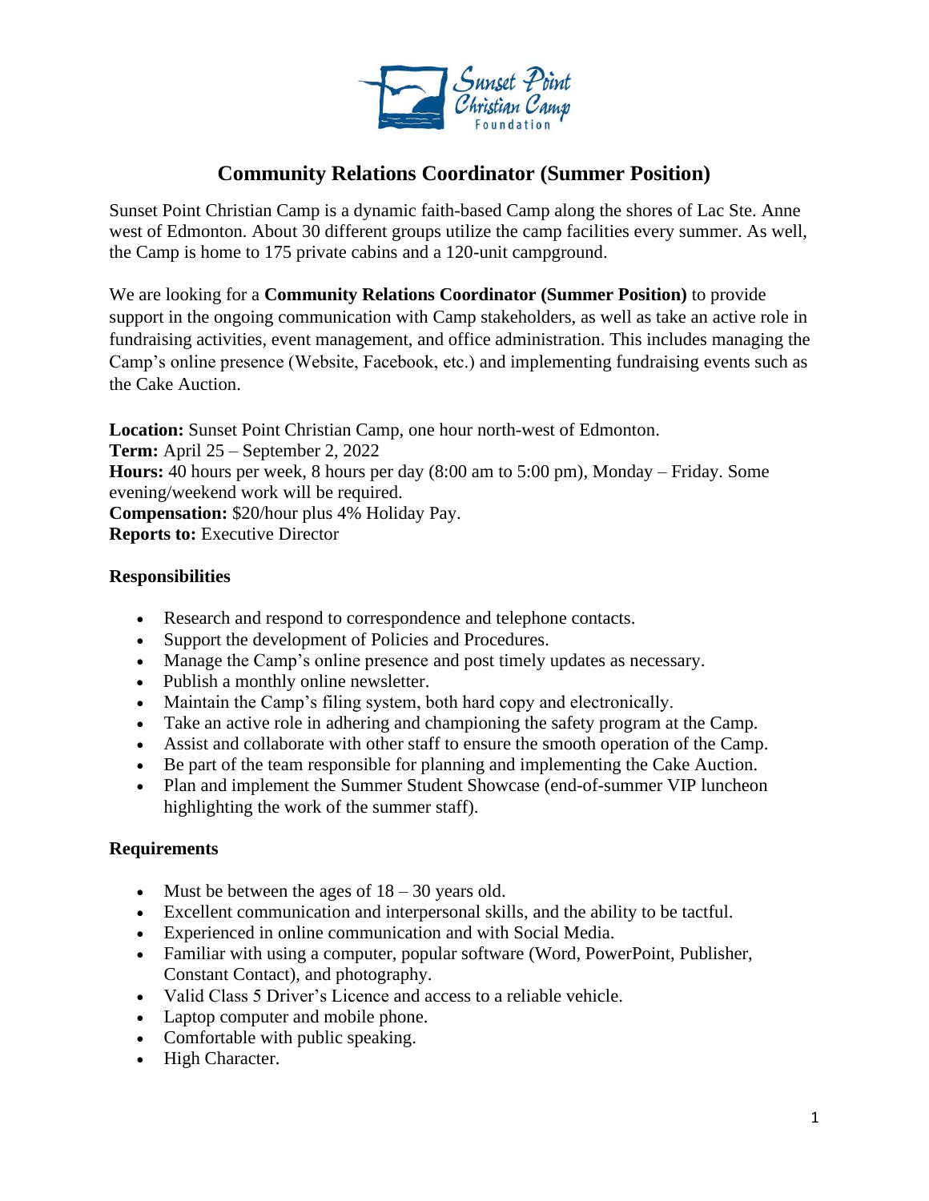# Community Relations Coordinator (Summer Position)

Sunset Point Christian Camp is a dynamic faith-based Camp along the shores of Lac Ste. Anne west of Edmonton. About 30 different groups utilize the camp facilities every summer. As well, the Camp is home to 175 private cabins and a 120-unit campground.

We are looking for a **Community Relations Coordinator (Summer Position)** to provide support in the ongoing communication with Camp stakeholders, as well as take an active role in fundraising activities, event management, and office administration. This includes managing the Camp's online presence (Website, Facebook, etc.) and implementing fundraising events such as the Cake Auction.

**Location:** Sunset Point Christian Camp, one hour north-west of Edmonton.
**Term:** April 25 – September 2, 2022
**Hours:** 40 hours per week, 8 hours per day (8:00 am to 5:00 pm), Monday – Friday. Some evening/weekend work will be required.
**Compensation:** $20/hour plus 4% Holiday Pay.
**Reports to:** Executive Director

**Responsibilities**

- Research and respond to correspondence and telephone contacts.
- Support the development of Policies and Procedures.
- Manage the Camp's online presence and post timely updates as necessary.
- Publish a monthly online newsletter.
- Maintain the Camp's filing system, both hard copy and electronically.
- Take an active role in adhering and championing the safety program at the Camp.
- Assist and collaborate with other staff to ensure the smooth operation of the Camp.
- Be part of the team responsible for planning and implementing the Cake Auction.
- Plan and implement the Summer Student Showcase (end-of-summer VIP luncheon highlighting the work of the summer staff).

**Requirements**

- Must be between the ages of 18 – 30 years old.
- Excellent communication and interpersonal skills, and the ability to be tactful.
- Experienced in online communication and with Social Media.
- Familiar with using a computer, popular software (Word, PowerPoint, Publisher, Constant Contact), and photography.
- Valid Class 5 Driver's Licence and access to a reliable vehicle.
- Laptop computer and mobile phone.
- Comfortable with public speaking.
- High Character.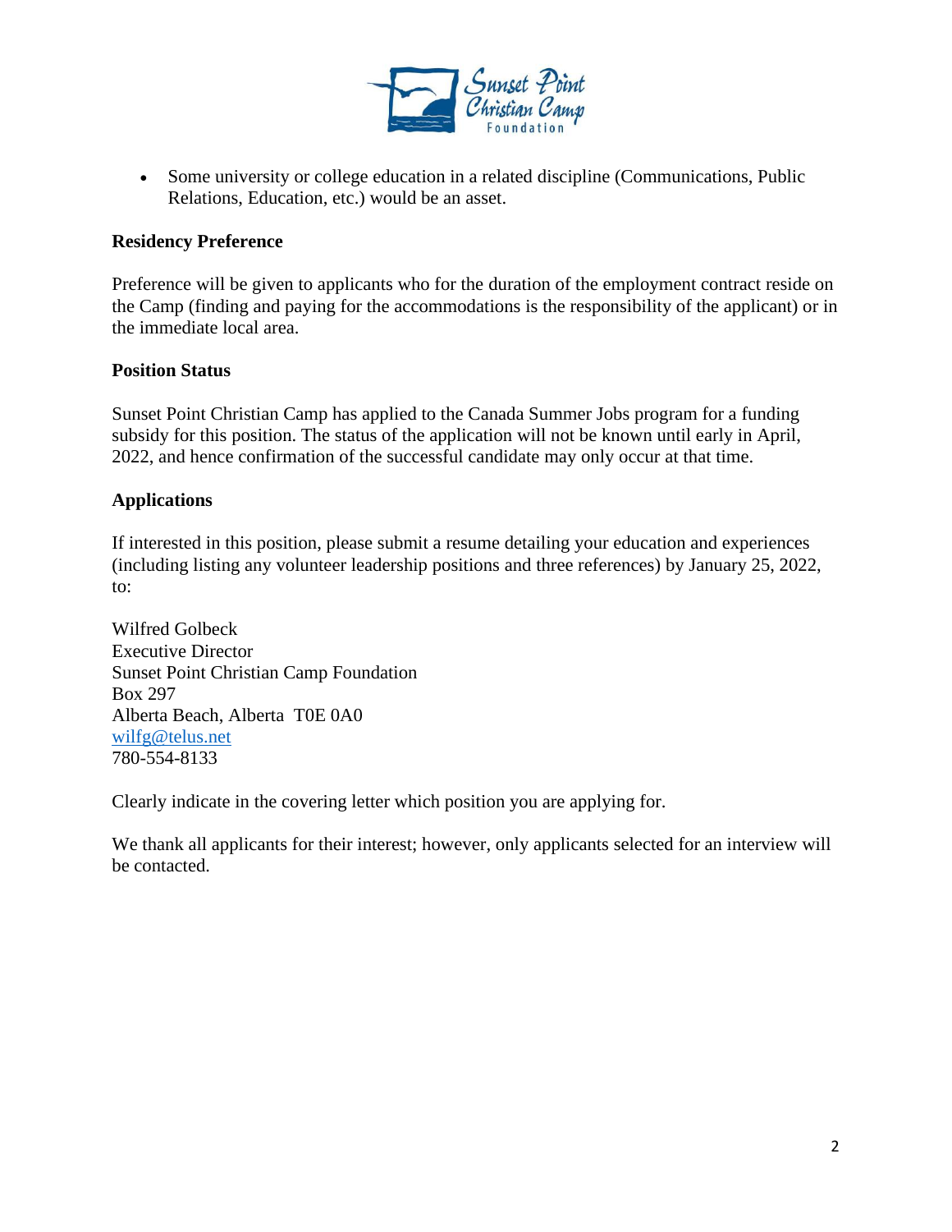- Some university or college education in a related discipline (Communications, Public Relations, Education, etc.) would be an asset.

**Residency Preference**

Preference will be given to applicants who for the duration of the employment contract reside on the Camp (finding and paying for the accommodations is the responsibility of the applicant) or in the immediate local area.

**Position Status**

Sunset Point Christian Camp has applied to the Canada Summer Jobs program for a funding subsidy for this position. The status of the application will not be known until early in April, 2022, and hence confirmation of the successful candidate may only occur at that time.

**Applications**

If interested in this position, please submit a resume detailing your education and experiences (including listing any volunteer leadership positions and three references) by January 25, 2022, to:

Wilfred Golbeck
Executive Director
Sunset Point Christian Camp Foundation
Box 297
Alberta Beach, Alberta T0E 0A0
wilfg@telus.net
780-554-8133

Clearly indicate in the covering letter which position you are applying for.

We thank all applicants for their interest; however, only applicants selected for an interview will be contacted.